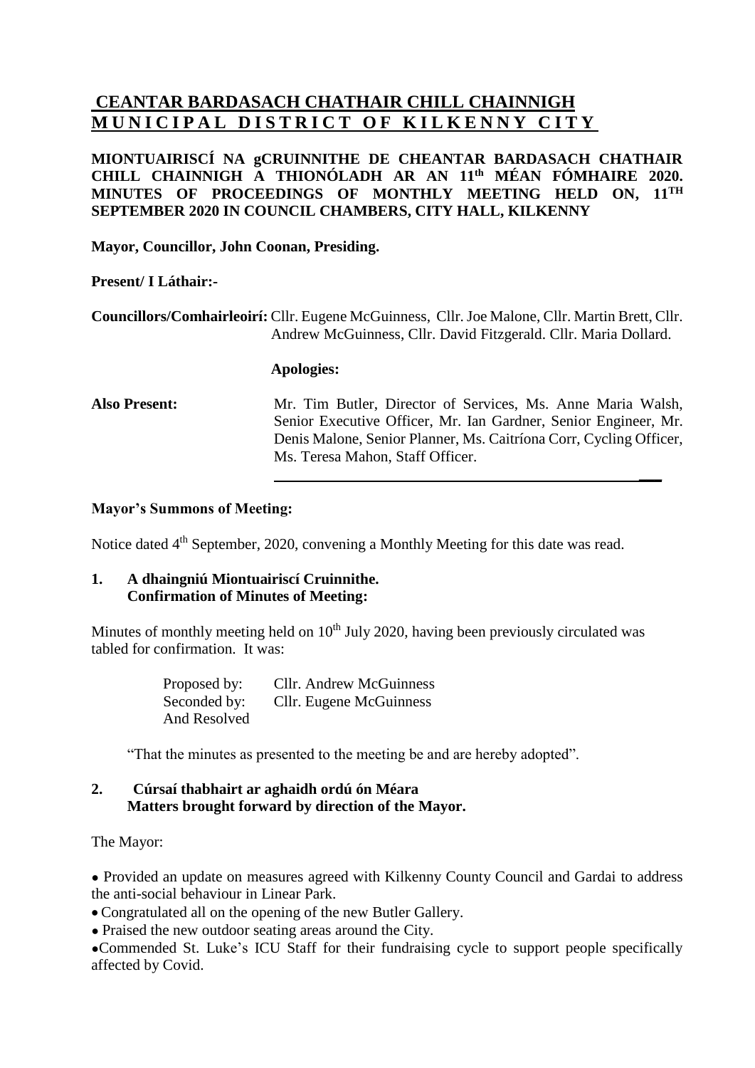# CEANTAR BARDASACH CHATHAIR CHILL CHAINNIGH
# MUNICIPAL DISTRICT OF KILKENNY CITY

**MIONTUAIRISCÍ NA gCRUINNITHE DE CHEANTAR BARDASACH CHATHAIR CHILL CHAINNIGH A THIONÓLADH AR AN 11th MÉAN FÓMHAIRE 2020. MINUTES OF PROCEEDINGS OF MONTHLY MEETING HELD ON, 11TH SEPTEMBER 2020 IN COUNCIL CHAMBERS, CITY HALL, KILKENNY**

**Mayor, Councillor, John Coonan, Presiding.**

**Present/ I Láthair:-**

**Councillors/Comhairleoirí:** Cllr. Eugene McGuinness, Cllr. Joe Malone, Cllr. Martin Brett, Cllr. Andrew McGuinness, Cllr. David Fitzgerald. Cllr. Maria Dollard.

**Apologies:**

**Also Present:** Mr. Tim Butler, Director of Services, Ms. Anne Maria Walsh, Senior Executive Officer, Mr. Ian Gardner, Senior Engineer, Mr. Denis Malone, Senior Planner, Ms. Caitríona Corr, Cycling Officer, Ms. Teresa Mahon, Staff Officer.

---

**Mayor's Summons of Meeting:**

Notice dated 4th September, 2020, convening a Monthly Meeting for this date was read.

**1. A dhaingniú Miontuairiscí Cruinnithe.
Confirmation of Minutes of Meeting:**

Minutes of monthly meeting held on 10th July 2020, having been previously circulated was tabled for confirmation. It was:

Proposed by: Cllr. Andrew McGuinness
Seconded by: Cllr. Eugene McGuinness
And Resolved

"That the minutes as presented to the meeting be and are hereby adopted".

**2. Cúrsaí thabhairt ar aghaidh ordú ón Méara
Matters brought forward by direction of the Mayor.**

The Mayor:

- Provided an update on measures agreed with Kilkenny County Council and Gardai to address the anti-social behaviour in Linear Park.
- Congratulated all on the opening of the new Butler Gallery.
- Praised the new outdoor seating areas around the City.
- Commended St. Luke's ICU Staff for their fundraising cycle to support people specifically affected by Covid.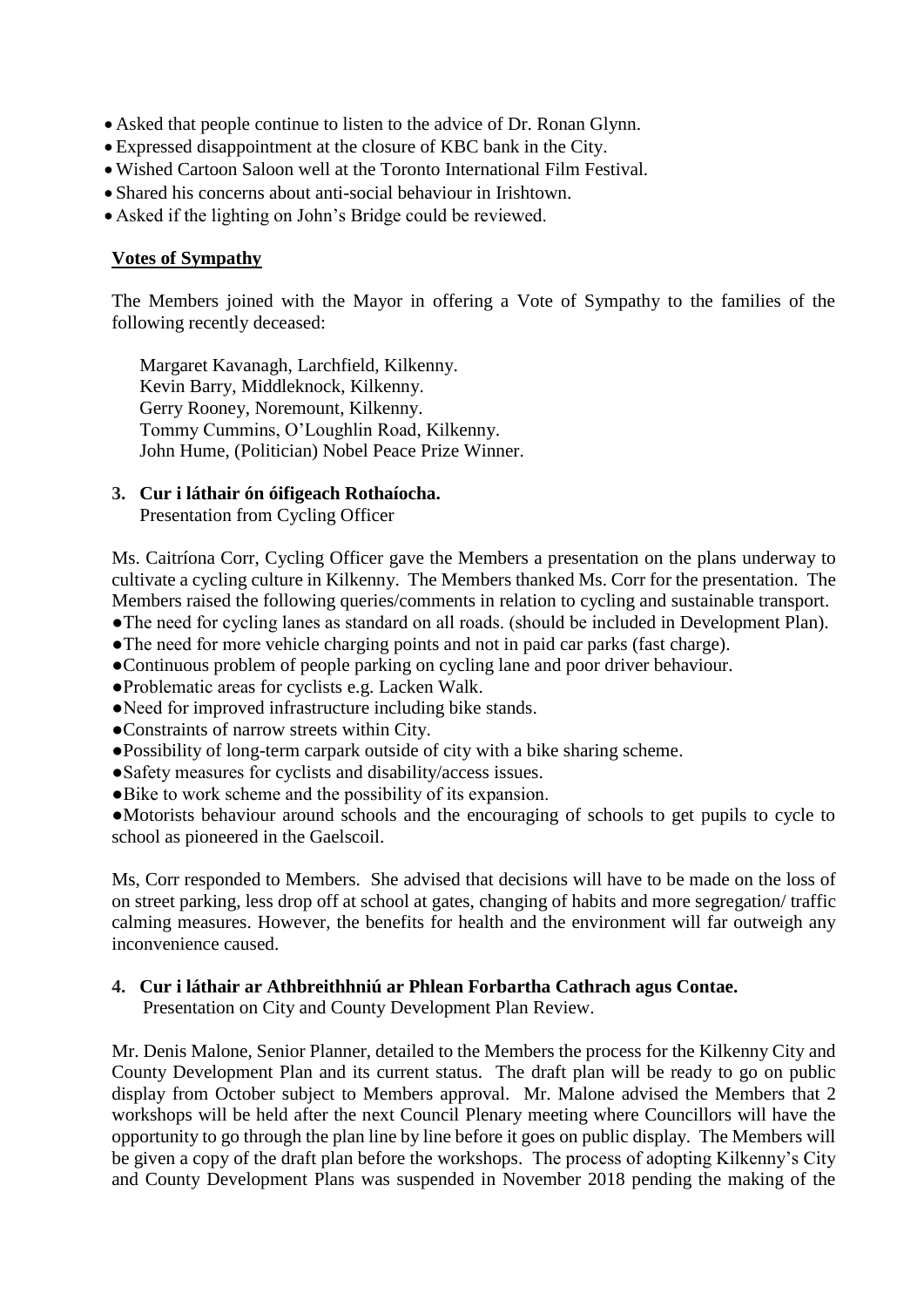- Asked that people continue to listen to the advice of Dr. Ronan Glynn.
- Expressed disappointment at the closure of KBC bank in the City.
- Wished Cartoon Saloon well at the Toronto International Film Festival.
- Shared his concerns about anti-social behaviour in Irishtown.
- Asked if the lighting on John's Bridge could be reviewed.

**Votes of Sympathy**

The Members joined with the Mayor in offering a Vote of Sympathy to the families of the following recently deceased:

Margaret Kavanagh, Larchfield, Kilkenny.
Kevin Barry, Middleknock, Kilkenny.
Gerry Rooney, Noremount, Kilkenny.
Tommy Cummins, O'Loughlin Road, Kilkenny.
John Hume, (Politician) Nobel Peace Prize Winner.

**3. Cur i láthair ón óifigeach Rothaíocha.**
Presentation from Cycling Officer

Ms. Caitríona Corr, Cycling Officer gave the Members a presentation on the plans underway to cultivate a cycling culture in Kilkenny. The Members thanked Ms. Corr for the presentation. The Members raised the following queries/comments in relation to cycling and sustainable transport.

- The need for cycling lanes as standard on all roads. (should be included in Development Plan).
- The need for more vehicle charging points and not in paid car parks (fast charge).
- Continuous problem of people parking on cycling lane and poor driver behaviour.
- Problematic areas for cyclists e.g. Lacken Walk.
- Need for improved infrastructure including bike stands.
- Constraints of narrow streets within City.
- Possibility of long-term carpark outside of city with a bike sharing scheme.
- Safety measures for cyclists and disability/access issues.
- Bike to work scheme and the possibility of its expansion.
- Motorists behaviour around schools and the encouraging of schools to get pupils to cycle to school as pioneered in the Gaelscoil.

Ms, Corr responded to Members. She advised that decisions will have to be made on the loss of on street parking, less drop off at school at gates, changing of habits and more segregation/ traffic calming measures. However, the benefits for health and the environment will far outweigh any inconvenience caused.

**4. Cur i láthair ar Athbreithhniú ar Phlean Forbartha Cathrach agus Contae.**
Presentation on City and County Development Plan Review.

Mr. Denis Malone, Senior Planner, detailed to the Members the process for the Kilkenny City and County Development Plan and its current status. The draft plan will be ready to go on public display from October subject to Members approval. Mr. Malone advised the Members that 2 workshops will be held after the next Council Plenary meeting where Councillors will have the opportunity to go through the plan line by line before it goes on public display. The Members will be given a copy of the draft plan before the workshops. The process of adopting Kilkenny's City and County Development Plans was suspended in November 2018 pending the making of the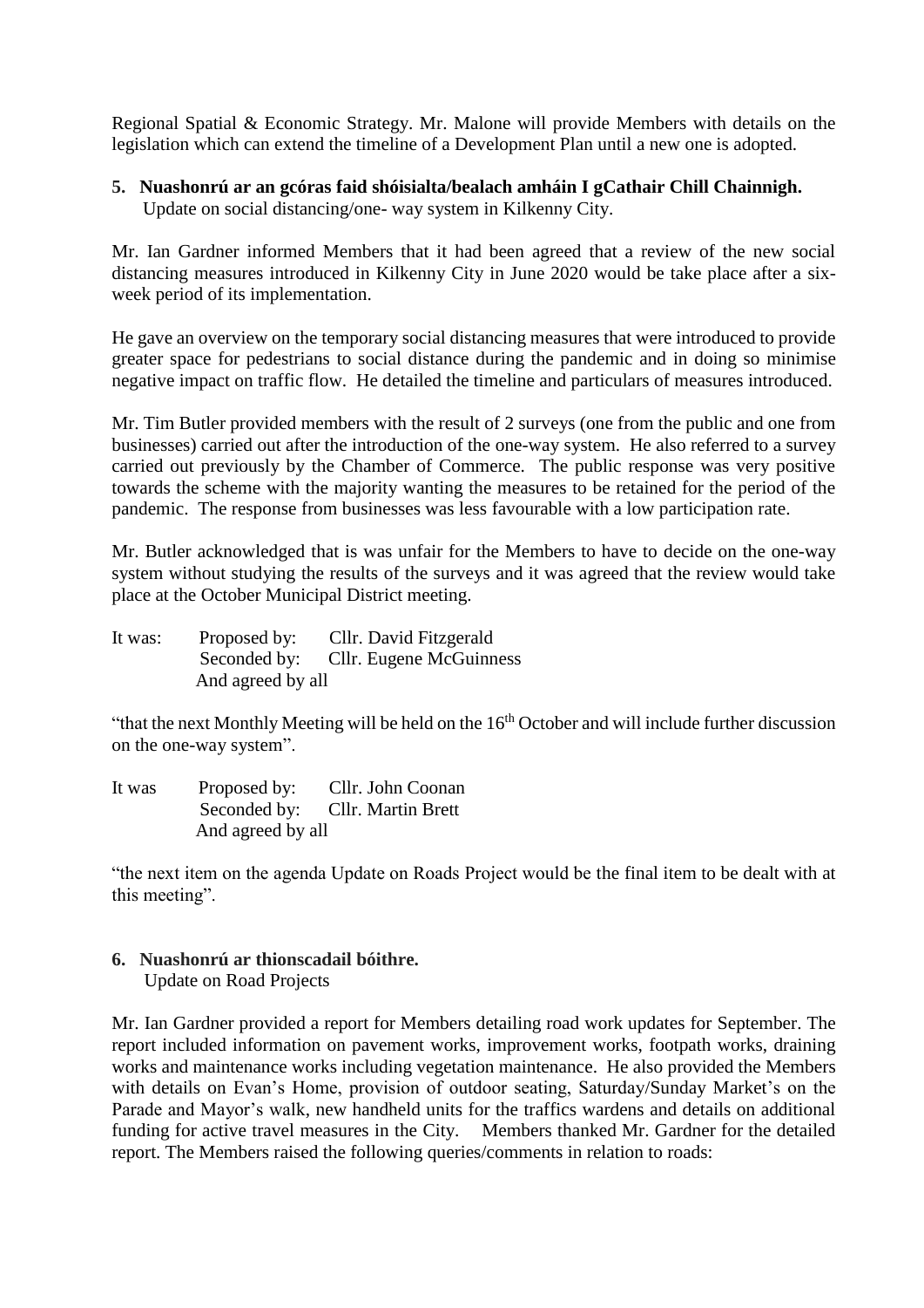Regional Spatial & Economic Strategy. Mr. Malone will provide Members with details on the legislation which can extend the timeline of a Development Plan until a new one is adopted.

**5. Nuashonrú ar an gcóras faid shóisialta/bealach amháin I gCathair Chill Chainnigh.**
Update on social distancing/one- way system in Kilkenny City.

Mr. Ian Gardner informed Members that it had been agreed that a review of the new social distancing measures introduced in Kilkenny City in June 2020 would be take place after a six-week period of its implementation.

He gave an overview on the temporary social distancing measures that were introduced to provide greater space for pedestrians to social distance during the pandemic and in doing so minimise negative impact on traffic flow. He detailed the timeline and particulars of measures introduced.

Mr. Tim Butler provided members with the result of 2 surveys (one from the public and one from businesses) carried out after the introduction of the one-way system. He also referred to a survey carried out previously by the Chamber of Commerce. The public response was very positive towards the scheme with the majority wanting the measures to be retained for the period of the pandemic. The response from businesses was less favourable with a low participation rate.

Mr. Butler acknowledged that is was unfair for the Members to have to decide on the one-way system without studying the results of the surveys and it was agreed that the review would take place at the October Municipal District meeting.

It was: Proposed by: Cllr. David Fitzgerald
Seconded by: Cllr. Eugene McGuinness
And agreed by all

"that the next Monthly Meeting will be held on the 16th October and will include further discussion on the one-way system".

It was Proposed by: Cllr. John Coonan
Seconded by: Cllr. Martin Brett
And agreed by all

"the next item on the agenda Update on Roads Project would be the final item to be dealt with at this meeting".

**6. Nuashonrú ar thionscadail bóithre.**
Update on Road Projects

Mr. Ian Gardner provided a report for Members detailing road work updates for September. The report included information on pavement works, improvement works, footpath works, draining works and maintenance works including vegetation maintenance. He also provided the Members with details on Evan's Home, provision of outdoor seating, Saturday/Sunday Market's on the Parade and Mayor's walk, new handheld units for the traffics wardens and details on additional funding for active travel measures in the City. Members thanked Mr. Gardner for the detailed report. The Members raised the following queries/comments in relation to roads: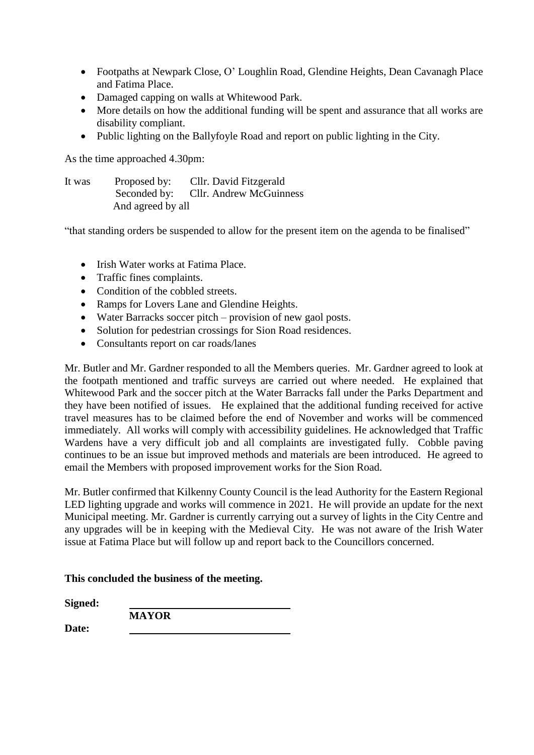- Footpaths at Newpark Close, O' Loughlin Road, Glendine Heights, Dean Cavanagh Place and Fatima Place.
- Damaged capping on walls at Whitewood Park.
- More details on how the additional funding will be spent and assurance that all works are disability compliant.
- Public lighting on the Ballyfoyle Road and report on public lighting in the City.

As the time approached 4.30pm:

It was Proposed by: Cllr. David Fitzgerald
Seconded by: Cllr. Andrew McGuinness
And agreed by all

"that standing orders be suspended to allow for the present item on the agenda to be finalised"

- Irish Water works at Fatima Place.
- Traffic fines complaints.
- Condition of the cobbled streets.
- Ramps for Lovers Lane and Glendine Heights.
- Water Barracks soccer pitch – provision of new gaol posts.
- Solution for pedestrian crossings for Sion Road residences.
- Consultants report on car roads/lanes

Mr. Butler and Mr. Gardner responded to all the Members queries. Mr. Gardner agreed to look at the footpath mentioned and traffic surveys are carried out where needed. He explained that Whitewood Park and the soccer pitch at the Water Barracks fall under the Parks Department and they have been notified of issues. He explained that the additional funding received for active travel measures has to be claimed before the end of November and works will be commenced immediately. All works will comply with accessibility guidelines. He acknowledged that Traffic Wardens have a very difficult job and all complaints are investigated fully. Cobble paving continues to be an issue but improved methods and materials are been introduced. He agreed to email the Members with proposed improvement works for the Sion Road.

Mr. Butler confirmed that Kilkenny County Council is the lead Authority for the Eastern Regional LED lighting upgrade and works will commence in 2021. He will provide an update for the next Municipal meeting. Mr. Gardner is currently carrying out a survey of lights in the City Centre and any upgrades will be in keeping with the Medieval City. He was not aware of the Irish Water issue at Fatima Place but will follow up and report back to the Councillors concerned.

**This concluded the business of the meeting.**

**Signed:** ______________________________
**MAYOR**

**Date:** ______________________________